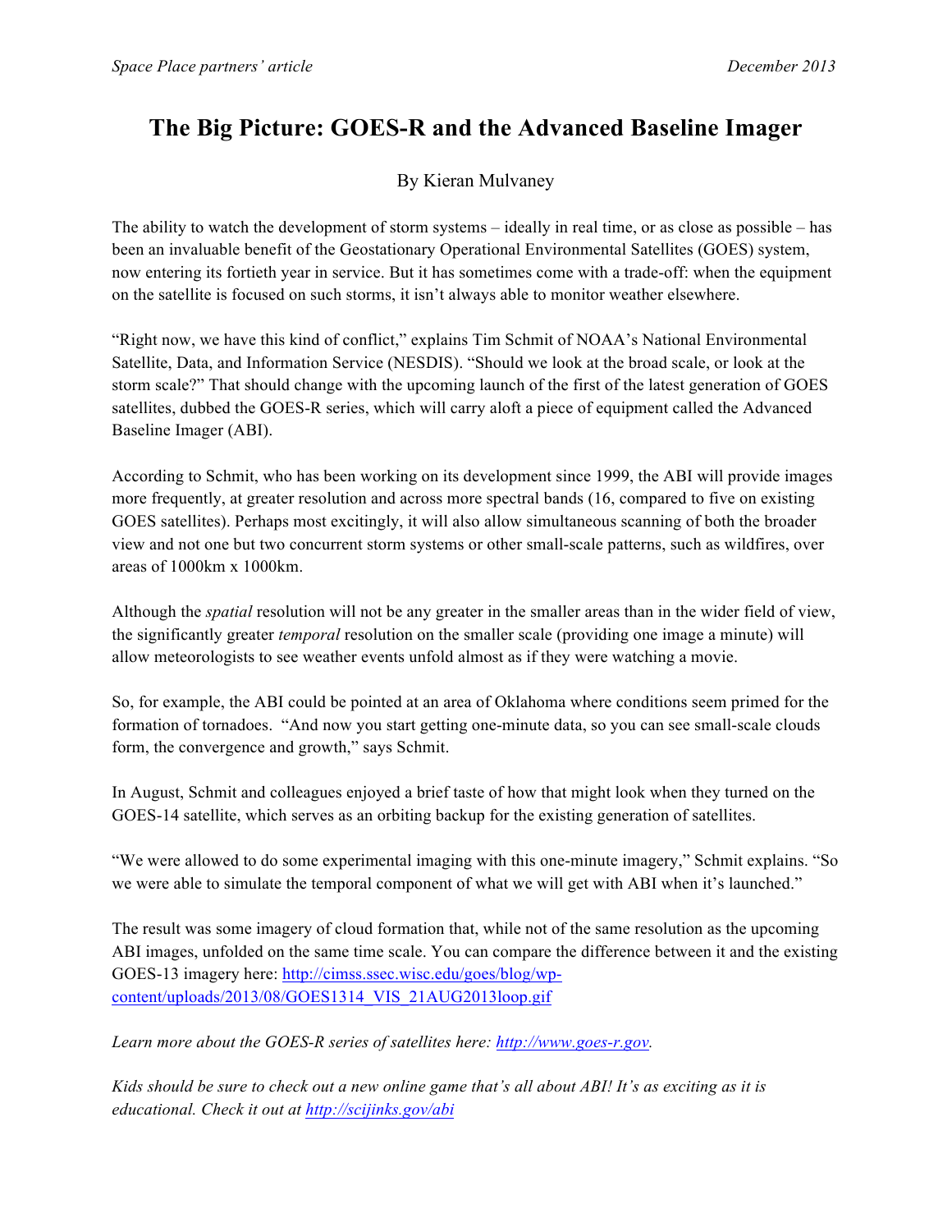# The Big Picture: GOES-R and the Advanced Baseline Imager

By Kieran Mulvaney

The ability to watch the development of storm systems – ideally in real time, or as close as possible – has been an invaluable benefit of the Geostationary Operational Environmental Satellites (GOES) system, now entering its fortieth year in service. But it has sometimes come with a trade-off: when the equipment on the satellite is focused on such storms, it isn't always able to monitor weather elsewhere.

"Right now, we have this kind of conflict," explains Tim Schmit of NOAA's National Environmental Satellite, Data, and Information Service (NESDIS). "Should we look at the broad scale, or look at the storm scale?" That should change with the upcoming launch of the first of the latest generation of GOES satellites, dubbed the GOES-R series, which will carry aloft a piece of equipment called the Advanced Baseline Imager (ABI).

According to Schmit, who has been working on its development since 1999, the ABI will provide images more frequently, at greater resolution and across more spectral bands (16, compared to five on existing GOES satellites). Perhaps most excitingly, it will also allow simultaneous scanning of both the broader view and not one but two concurrent storm systems or other small-scale patterns, such as wildfires, over areas of 1000km x 1000km.

Although the *spatial* resolution will not be any greater in the smaller areas than in the wider field of view, the significantly greater *temporal* resolution on the smaller scale (providing one image a minute) will allow meteorologists to see weather events unfold almost as if they were watching a movie.

So, for example, the ABI could be pointed at an area of Oklahoma where conditions seem primed for the formation of tornadoes. "And now you start getting one-minute data, so you can see small-scale clouds form, the convergence and growth," says Schmit.

In August, Schmit and colleagues enjoyed a brief taste of how that might look when they turned on the GOES-14 satellite, which serves as an orbiting backup for the existing generation of satellites.

"We were allowed to do some experimental imaging with this one-minute imagery," Schmit explains. "So we were able to simulate the temporal component of what we will get with ABI when it's launched."

The result was some imagery of cloud formation that, while not of the same resolution as the upcoming ABI images, unfolded on the same time scale. You can compare the difference between it and the existing GOES-13 imagery here: http://cimss.ssec.wisc.edu/goes/blog/wp-content/uploads/2013/08/GOES1314_VIS_21AUG2013loop.gif

*Learn more about the GOES-R series of satellites here: http://www.goes-r.gov.*

*Kids should be sure to check out a new online game that's all about ABI! It's as exciting as it is educational. Check it out at http://scijinks.gov/abi*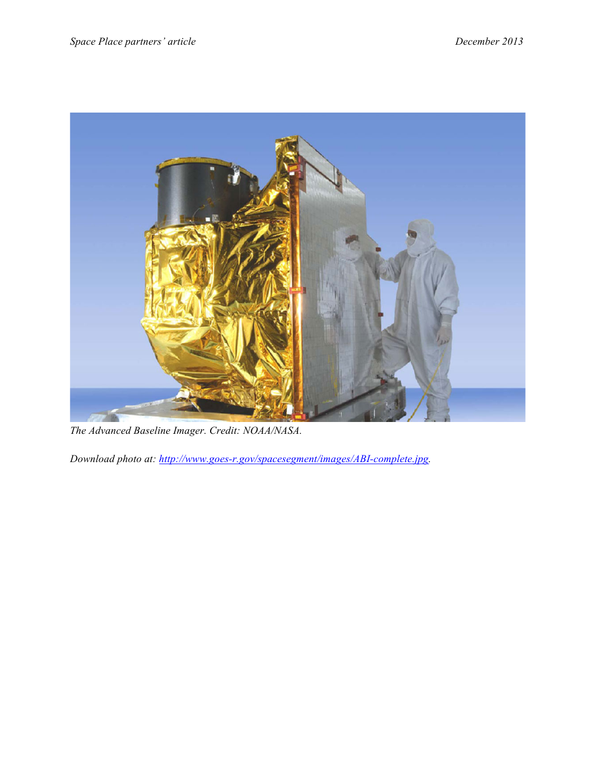*The Advanced Baseline Imager. Credit: NOAA/NASA.*

*Download photo at: [http://www.goes-r.gov/spacesegment/images/ABI-complete.jpg](http://www.goes-r.gov/spacesegment/images/ABI-complete.jpg).*